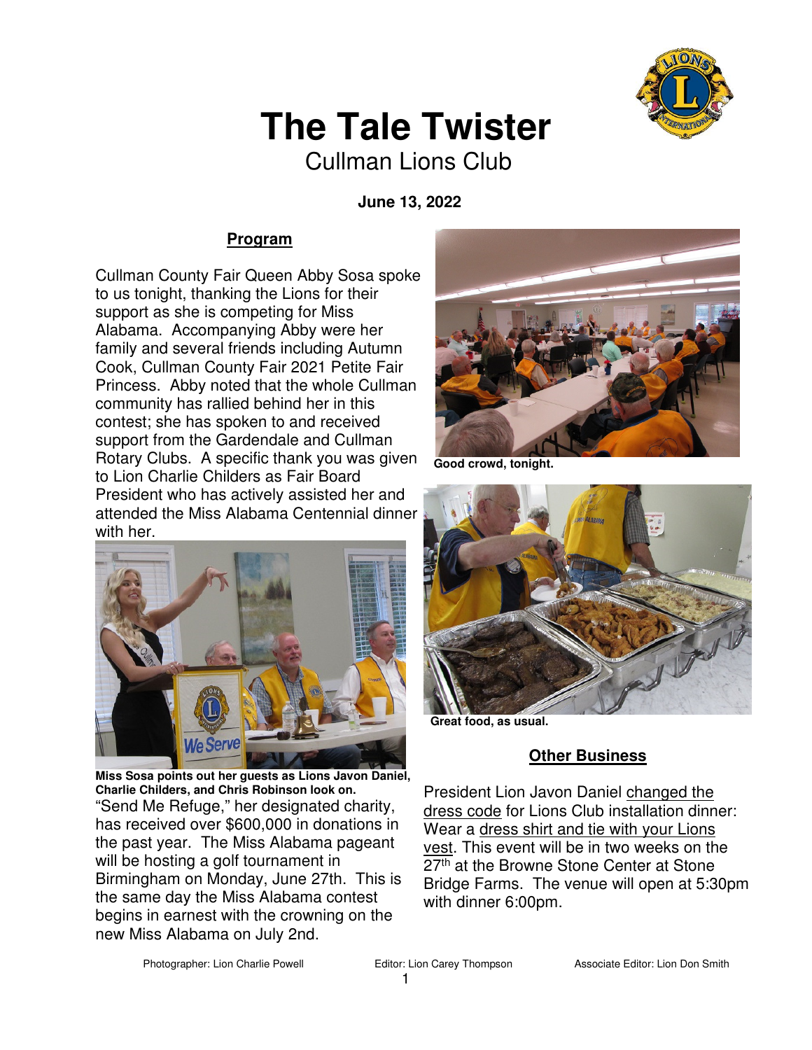# The Tale Twister

Cullman Lions Club

**June 13, 2022**

## Program

Cullman County Fair Queen Abby Sosa spoke to us tonight, thanking the Lions for their support as she is competing for Miss Alabama. Accompanying Abby were her family and several friends including Autumn Cook, Cullman County Fair 2021 Petite Fair Princess. Abby noted that the whole Cullman community has rallied behind her in this contest; she has spoken to and received support from the Gardendale and Cullman Rotary Clubs. A specific thank you was given to Lion Charlie Childers as Fair Board President who has actively assisted her and attended the Miss Alabama Centennial dinner with her.

**Miss Sosa points out her guests as Lions Javon Daniel, Charlie Childers, and Chris Robinson look on.**

"Send Me Refuge," her designated charity, has received over $600,000 in donations in the past year. The Miss Alabama pageant will be hosting a golf tournament in Birmingham on Monday, June 27th. This is the same day the Miss Alabama contest begins in earnest with the crowning on the new Miss Alabama on July 2nd.

**Good crowd, tonight.**

**Great food, as usual.**

## Other Business

President Lion Javon Daniel changed the dress code for Lions Club installation dinner: Wear a dress shirt and tie with your Lions vest. This event will be in two weeks on the 27th at the Browne Stone Center at Stone Bridge Farms. The venue will open at 5:30pm with dinner 6:00pm.

Photographer: Lion Charlie Powell | Editor: Lion Carey Thompson | Associate Editor: Lion Don Smith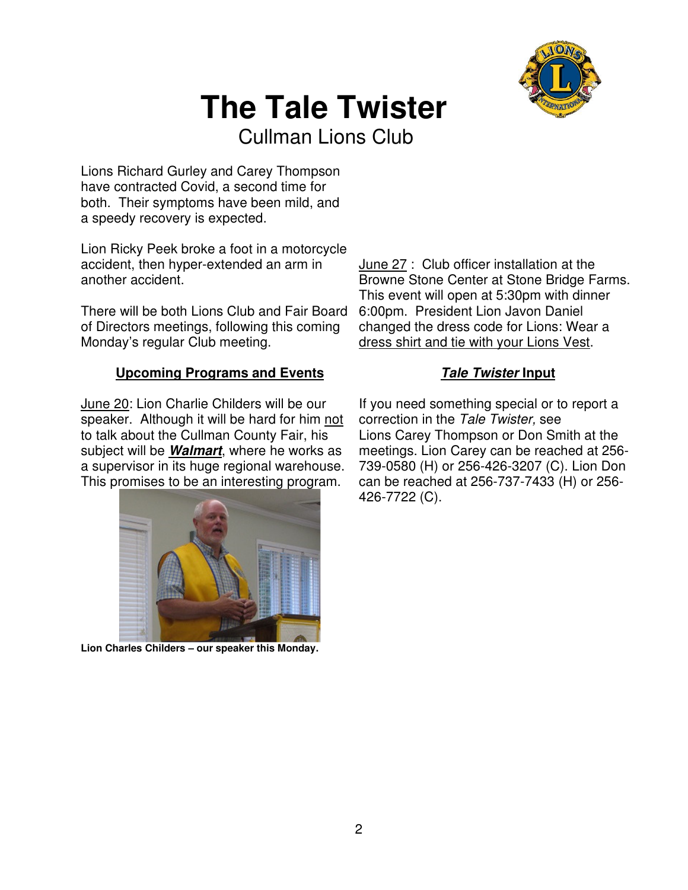# The Tale Twister

Cullman Lions Club

Lions Richard Gurley and Carey Thompson have contracted Covid, a second time for both. Their symptoms have been mild, and a speedy recovery is expected.

Lion Ricky Peek broke a foot in a motorcycle accident, then hyper-extended an arm in another accident.

There will be both Lions Club and Fair Board of Directors meetings, following this coming Monday's regular Club meeting.

## Upcoming Programs and Events

June 20: Lion Charlie Childers will be our speaker. Although it will be hard for him not to talk about the Cullman County Fair, his subject will be ***Walmart***, where he works as a supervisor in its huge regional warehouse. This promises to be an interesting program.

**Lion Charles Childers – our speaker this Monday.**

June 27 : Club officer installation at the Browne Stone Center at Stone Bridge Farms. This event will open at 5:30pm with dinner 6:00pm. President Lion Javon Daniel changed the dress code for Lions: Wear a dress shirt and tie with your Lions Vest.

## *Tale Twister* Input

If you need something special or to report a correction in the *Tale Twister,* see Lions Carey Thompson or Don Smith at the meetings. Lion Carey can be reached at 256-739-0580 (H) or 256-426-3207 (C). Lion Don can be reached at 256-737-7433 (H) or 256-426-7722 (C).